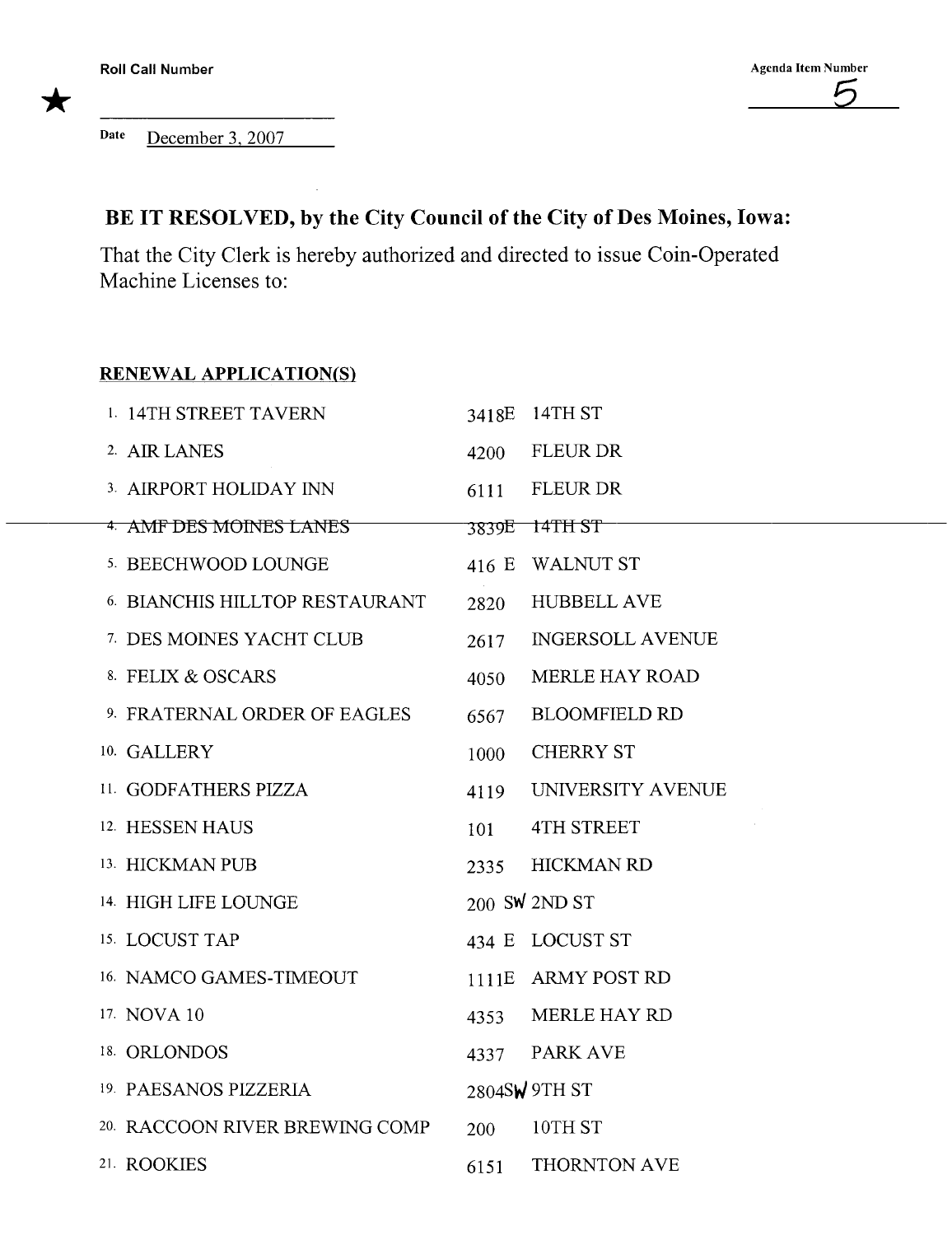Roll Call Number

★ ______________________

Agenda Item Number

5

Date December 3, 2007

## BE IT RESOLVED, by the City Council of the City of Des Moines, Iowa:

That the City Clerk is hereby authorized and directed to issue Coin-Operated Machine Licenses to:

**RENEWAL APPLICATION(S)**

| | | |
|---|---|---|
| 1. 14TH STREET TAVERN | 3418E | 14TH ST |
| 2. AIR LANES | 4200 | FLEUR DR |
| 3. AIRPORT HOLIDAY INN | 6111 | FLEUR DR |
| ~~4. AMF DES MOINES LANES~~ | ~~3839E~~ | ~~14TH ST~~ |
| 5. BEECHWOOD LOUNGE | 416 E | WALNUT ST |
| 6. BIANCHIS HILLTOP RESTAURANT | 2820 | HUBBELL AVE |
| 7. DES MOINES YACHT CLUB | 2617 | INGERSOLL AVENUE |
| 8. FELIX & OSCARS | 4050 | MERLE HAY ROAD |
| 9. FRATERNAL ORDER OF EAGLES | 6567 | BLOOMFIELD RD |
| 10. GALLERY | 1000 | CHERRY ST |
| 11. GODFATHERS PIZZA | 4119 | UNIVERSITY AVENUE |
| 12. HESSEN HAUS | 101 | 4TH STREET |
| 13. HICKMAN PUB | 2335 | HICKMAN RD |
| 14. HIGH LIFE LOUNGE | 200 SW | 2ND ST |
| 15. LOCUST TAP | 434 E | LOCUST ST |
| 16. NAMCO GAMES-TIMEOUT | 1111E | ARMY POST RD |
| 17. NOVA 10 | 4353 | MERLE HAY RD |
| 18. ORLONDOS | 4337 | PARK AVE |
| 19. PAESANOS PIZZERIA | 2804SW | 9TH ST |
| 20. RACCOON RIVER BREWING COMP | 200 | 10TH ST |
| 21. ROOKIES | 6151 | THORNTON AVE |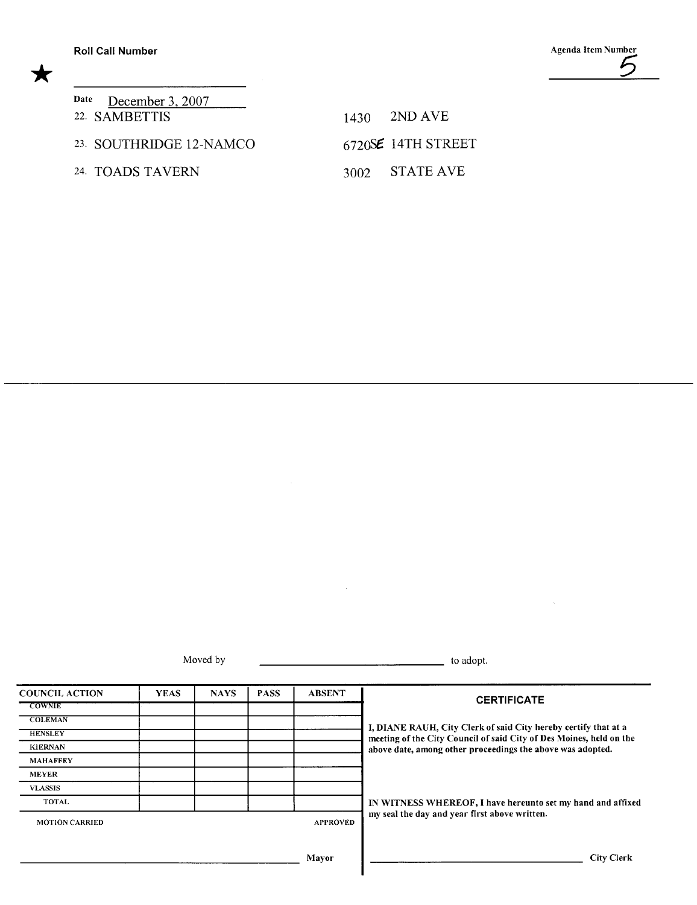Roll Call Number ★ ________________

Agenda Item Number 5

Date December 3, 2007

22. SAMBETTIS 1430 2ND AVE

23. SOUTHRIDGE 12-NAMCO 6720SE 14TH STREET

24. TOADS TAVERN 3002 STATE AVE

Moved by ________________ to adopt.

| COUNCIL ACTION | YEAS | NAYS | PASS | ABSENT |
|---|---|---|---|---|
| COWNIE | | | | |
| COLEMAN | | | | |
| HENSLEY | | | | |
| KIERNAN | | | | |
| MAHAFFEY | | | | |
| MEYER | | | | |
| VLASSIS | | | | |
| TOTAL | | | | |

MOTION CARRIED APPROVED

________________ Mayor

**CERTIFICATE**

**I, DIANE RAUH, City Clerk of said City hereby certify that at a meeting of the City Council of said City of Des Moines, held on the above date, among other proceedings the above was adopted.**

**IN WITNESS WHEREOF, I have hereunto set my hand and affixed my seal the day and year first above written.**

________________ City Clerk